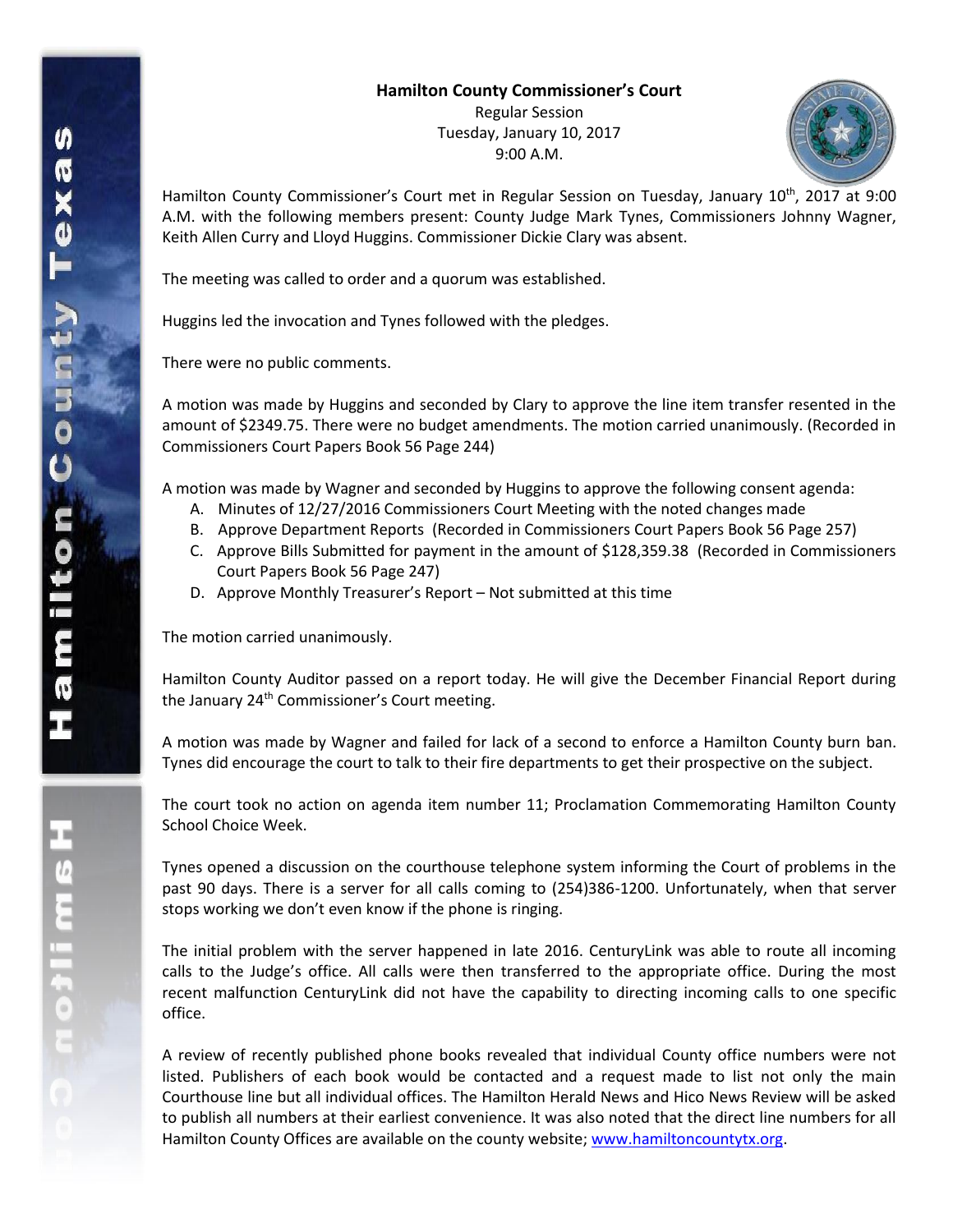**Hamilton County Commissioner's Court**

Regular Session

Tuesday, January 10, 2017

9:00 A.M.

Hamilton County Commissioner's Court met in Regular Session on Tuesday, January 10th, 2017 at 9:00 A.M. with the following members present: County Judge Mark Tynes, Commissioners Johnny Wagner, Keith Allen Curry and Lloyd Huggins. Commissioner Dickie Clary was absent.

The meeting was called to order and a quorum was established.

Huggins led the invocation and Tynes followed with the pledges.

There were no public comments.

A motion was made by Huggins and seconded by Clary to approve the line item transfer resented in the amount of $2349.75. There were no budget amendments. The motion carried unanimously. (Recorded in Commissioners Court Papers Book 56 Page 244)

A motion was made by Wagner and seconded by Huggins to approve the following consent agenda:

A. Minutes of 12/27/2016 Commissioners Court Meeting with the noted changes made
B. Approve Department Reports (Recorded in Commissioners Court Papers Book 56 Page 257)
C. Approve Bills Submitted for payment in the amount of $128,359.38 (Recorded in Commissioners Court Papers Book 56 Page 247)
D. Approve Monthly Treasurer's Report – Not submitted at this time

The motion carried unanimously.

Hamilton County Auditor passed on a report today. He will give the December Financial Report during the January 24th Commissioner's Court meeting.

A motion was made by Wagner and failed for lack of a second to enforce a Hamilton County burn ban. Tynes did encourage the court to talk to their fire departments to get their prospective on the subject.

The court took no action on agenda item number 11; Proclamation Commemorating Hamilton County School Choice Week.

Tynes opened a discussion on the courthouse telephone system informing the Court of problems in the past 90 days. There is a server for all calls coming to (254)386-1200. Unfortunately, when that server stops working we don't even know if the phone is ringing.

The initial problem with the server happened in late 2016. CenturyLink was able to route all incoming calls to the Judge's office. All calls were then transferred to the appropriate office. During the most recent malfunction CenturyLink did not have the capability to directing incoming calls to one specific office.

A review of recently published phone books revealed that individual County office numbers were not listed. Publishers of each book would be contacted and a request made to list not only the main Courthouse line but all individual offices. The Hamilton Herald News and Hico News Review will be asked to publish all numbers at their earliest convenience. It was also noted that the direct line numbers for all Hamilton County Offices are available on the county website; [www.hamiltoncountytx.org](http://www.hamiltoncountytx.org).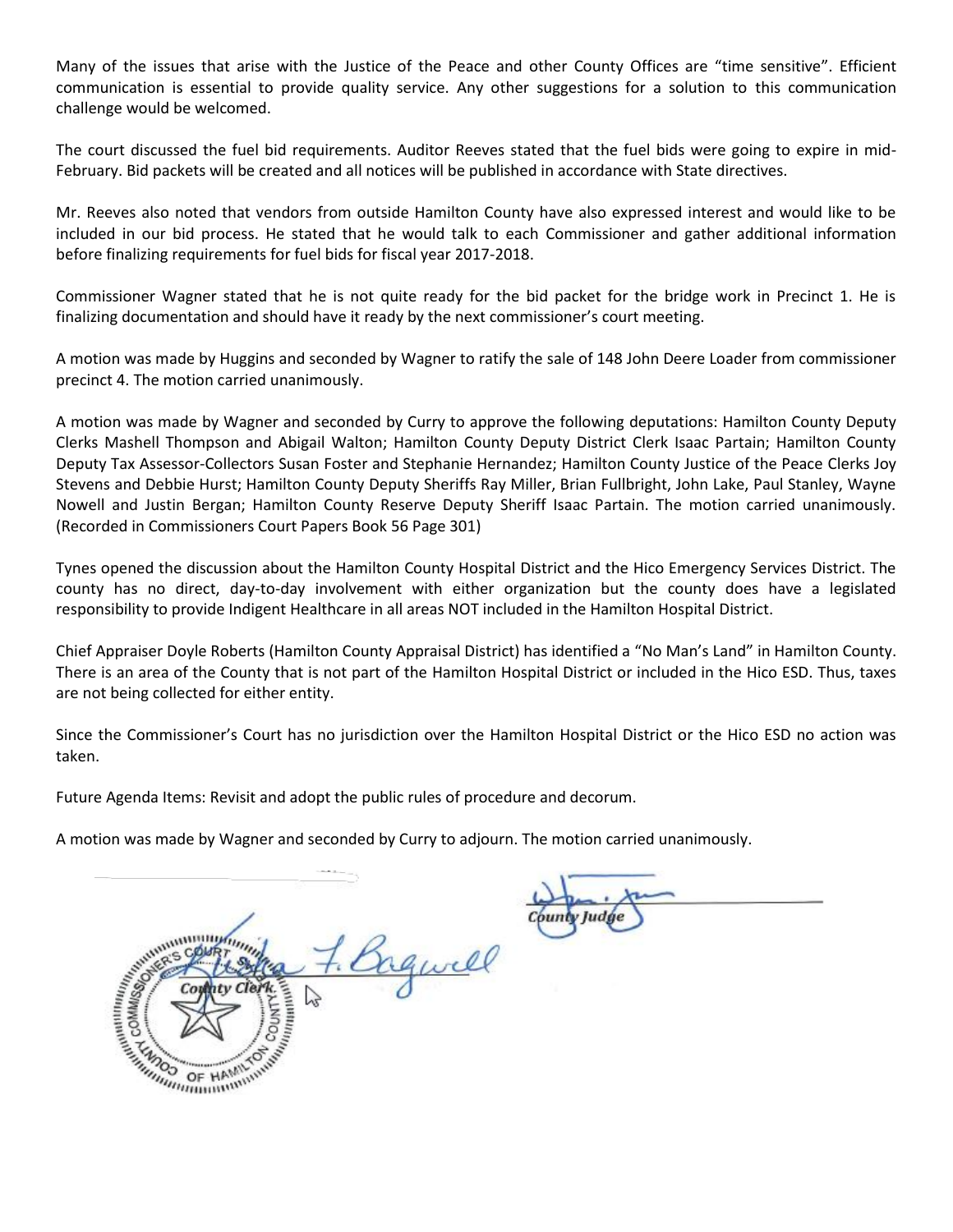Many of the issues that arise with the Justice of the Peace and other County Offices are "time sensitive". Efficient communication is essential to provide quality service. Any other suggestions for a solution to this communication challenge would be welcomed.

The court discussed the fuel bid requirements. Auditor Reeves stated that the fuel bids were going to expire in mid-February. Bid packets will be created and all notices will be published in accordance with State directives.

Mr. Reeves also noted that vendors from outside Hamilton County have also expressed interest and would like to be included in our bid process. He stated that he would talk to each Commissioner and gather additional information before finalizing requirements for fuel bids for fiscal year 2017-2018.

Commissioner Wagner stated that he is not quite ready for the bid packet for the bridge work in Precinct 1. He is finalizing documentation and should have it ready by the next commissioner's court meeting.

A motion was made by Huggins and seconded by Wagner to ratify the sale of 148 John Deere Loader from commissioner precinct 4. The motion carried unanimously.

A motion was made by Wagner and seconded by Curry to approve the following deputations: Hamilton County Deputy Clerks Mashell Thompson and Abigail Walton; Hamilton County Deputy District Clerk Isaac Partain; Hamilton County Deputy Tax Assessor-Collectors Susan Foster and Stephanie Hernandez; Hamilton County Justice of the Peace Clerks Joy Stevens and Debbie Hurst; Hamilton County Deputy Sheriffs Ray Miller, Brian Fullbright, John Lake, Paul Stanley, Wayne Nowell and Justin Bergan; Hamilton County Reserve Deputy Sheriff Isaac Partain. The motion carried unanimously. (Recorded in Commissioners Court Papers Book 56 Page 301)

Tynes opened the discussion about the Hamilton County Hospital District and the Hico Emergency Services District. The county has no direct, day-to-day involvement with either organization but the county does have a legislated responsibility to provide Indigent Healthcare in all areas NOT included in the Hamilton Hospital District.

Chief Appraiser Doyle Roberts (Hamilton County Appraisal District) has identified a "No Man's Land" in Hamilton County. There is an area of the County that is not part of the Hamilton Hospital District or included in the Hico ESD. Thus, taxes are not being collected for either entity.

Since the Commissioner's Court has no jurisdiction over the Hamilton Hospital District or the Hico ESD no action was taken.

Future Agenda Items: Revisit and adopt the public rules of procedure and decorum.

A motion was made by Wagner and seconded by Curry to adjourn. The motion carried unanimously.

County Clerk

County Judge